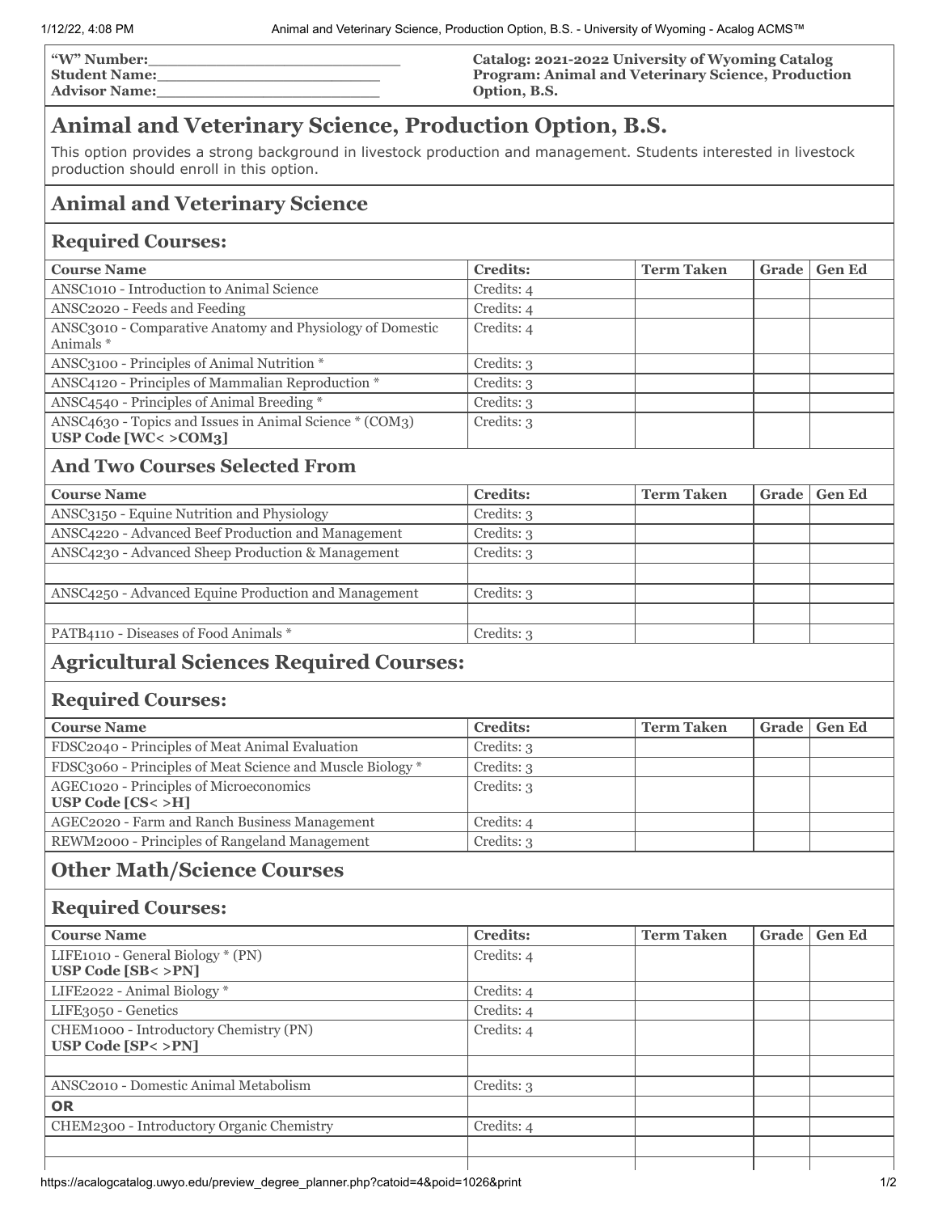**"W" Number:**\_\_\_\_\_\_\_\_\_\_\_\_\_\_\_\_\_\_\_\_\_\_\_\_\_
**Student Name:**\_\_\_\_\_\_\_\_\_\_\_\_\_\_\_\_\_\_\_\_\_\_\_\_\_
**Advisor Name:**\_\_\_\_\_\_\_\_\_\_\_\_\_\_\_\_\_\_\_\_\_\_\_\_\_

**Catalog: 2021-2022 University of Wyoming Catalog**
**Program: Animal and Veterinary Science, Production Option, B.S.**

# Animal and Veterinary Science, Production Option, B.S.

This option provides a strong background in livestock production and management. Students interested in livestock production should enroll in this option.

## Animal and Veterinary Science

### Required Courses:

| Course Name | Credits: | Term Taken | Grade | Gen Ed |
|---|---|---|---|---|
| ANSC1010 - Introduction to Animal Science | Credits: 4 | | | |
| ANSC2020 - Feeds and Feeding | Credits: 4 | | | |
| ANSC3010 - Comparative Anatomy and Physiology of Domestic Animals * | Credits: 4 | | | |
| ANSC3100 - Principles of Animal Nutrition * | Credits: 3 | | | |
| ANSC4120 - Principles of Mammalian Reproduction * | Credits: 3 | | | |
| ANSC4540 - Principles of Animal Breeding * | Credits: 3 | | | |
| ANSC4630 - Topics and Issues in Animal Science * (COM3) **USP Code [WC< >COM3]** | Credits: 3 | | | |

### And Two Courses Selected From

| Course Name | Credits: | Term Taken | Grade | Gen Ed |
|---|---|---|---|---|
| ANSC3150 - Equine Nutrition and Physiology | Credits: 3 | | | |
| ANSC4220 - Advanced Beef Production and Management | Credits: 3 | | | |
| ANSC4230 - Advanced Sheep Production & Management | Credits: 3 | | | |
| | | | | |
| ANSC4250 - Advanced Equine Production and Management | Credits: 3 | | | |
| | | | | |
| PATB4110 - Diseases of Food Animals * | Credits: 3 | | | |

## Agricultural Sciences Required Courses:

### Required Courses:

| Course Name | Credits: | Term Taken | Grade | Gen Ed |
|---|---|---|---|---|
| FDSC2040 - Principles of Meat Animal Evaluation | Credits: 3 | | | |
| FDSC3060 - Principles of Meat Science and Muscle Biology * | Credits: 3 | | | |
| AGEC1020 - Principles of Microeconomics **USP Code [CS< >H]** | Credits: 3 | | | |
| AGEC2020 - Farm and Ranch Business Management | Credits: 4 | | | |
| REWM2000 - Principles of Rangeland Management | Credits: 3 | | | |

## Other Math/Science Courses

### Required Courses:

| Course Name | Credits: | Term Taken | Grade | Gen Ed |
|---|---|---|---|---|
| LIFE1010 - General Biology * (PN) **USP Code [SB< >PN]** | Credits: 4 | | | |
| LIFE2022 - Animal Biology * | Credits: 4 | | | |
| LIFE3050 - Genetics | Credits: 4 | | | |
| CHEM1000 - Introductory Chemistry (PN) **USP Code [SP< >PN]** | Credits: 4 | | | |
| | | | | |
| ANSC2010 - Domestic Animal Metabolism | Credits: 3 | | | |
| **OR** | | | | |
| CHEM2300 - Introductory Organic Chemistry | Credits: 4 | | | |
| | | | | |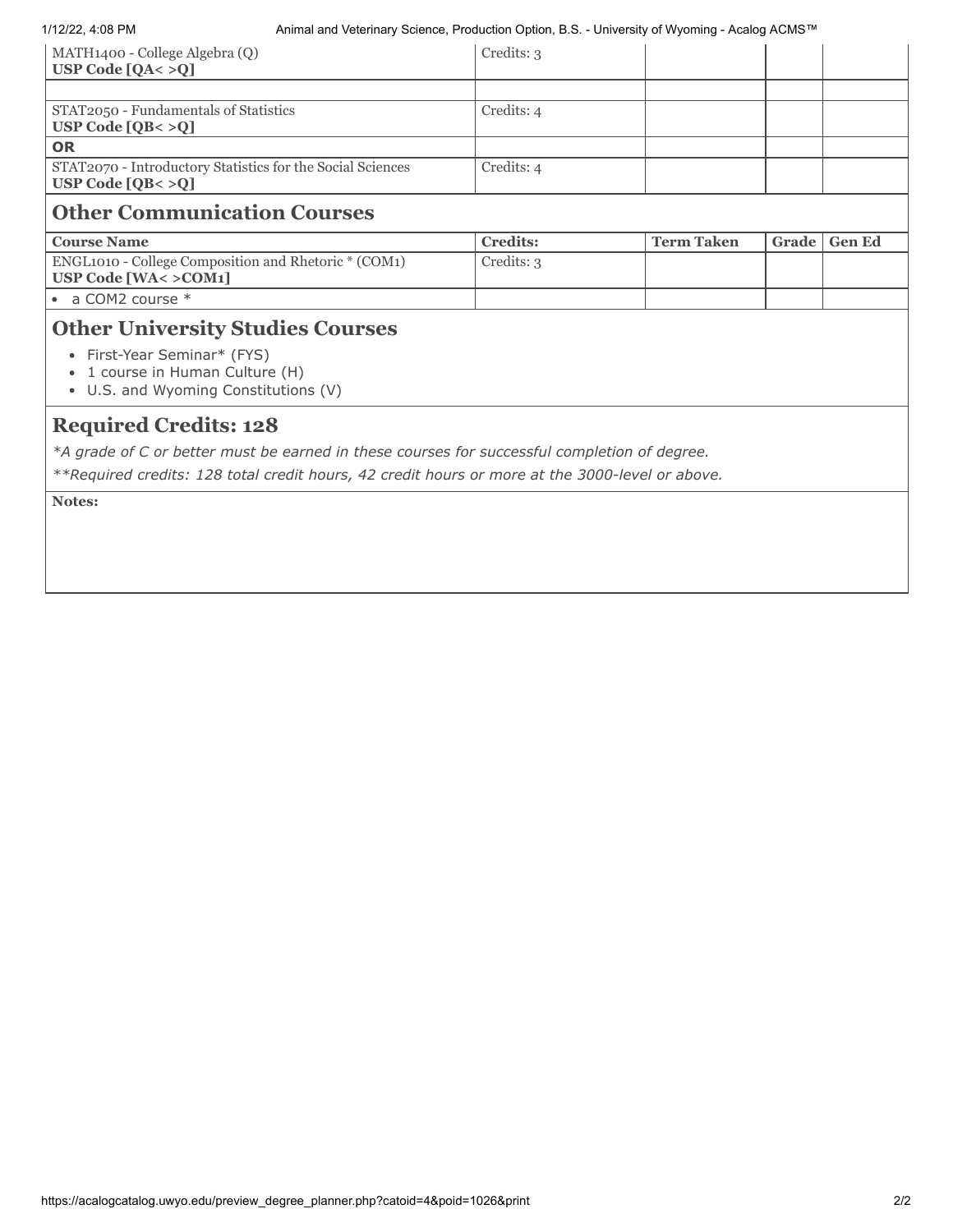| Course Name | Credits: | Term Taken | Grade | Gen Ed |
|---|---|---|---|---|
| MATH1400 - College Algebra (Q)<br>**USP Code [QA< >Q]** | Credits: 3 | | | |
| | | | | |
| STAT2050 - Fundamentals of Statistics<br>**USP Code [QB< >Q]** | Credits: 4 | | | |
| **OR** | | | | |
| STAT2070 - Introductory Statistics for the Social Sciences<br>**USP Code [QB< >Q]** | Credits: 4 | | | |

## Other Communication Courses

| Course Name | Credits: | Term Taken | Grade | Gen Ed |
|---|---|---|---|---|
| ENGL1010 - College Composition and Rhetoric * (COM1)<br>**USP Code [WA< >COM1]** | Credits: 3 | | | |
| • a COM2 course * | | | | |

## Other University Studies Courses

- First-Year Seminar* (FYS)
- 1 course in Human Culture (H)
- U.S. and Wyoming Constitutions (V)

## Required Credits: 128

*\*A grade of C or better must be earned in these courses for successful completion of degree.*

*\*\*Required credits: 128 total credit hours, 42 credit hours or more at the 3000-level or above.*

**Notes:**